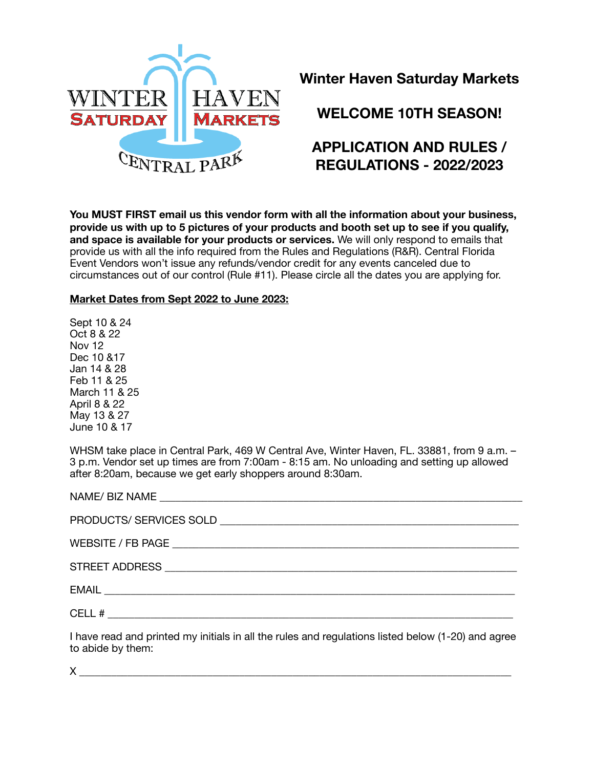# Winter Haven Saturday Markets

## WELCOME 10TH SEASON!

## APPLICATION AND RULES / REGULATIONS - 2022/2023

**You MUST FIRST email us this vendor form with all the information about your business, provide us with up to 5 pictures of your products and booth set up to see if you qualify, and space is available for your products or services.** We will only respond to emails that provide us with all the info required from the Rules and Regulations (R&R). Central Florida Event Vendors won't issue any refunds/vendor credit for any events canceled due to circumstances out of our control (Rule #11). Please circle all the dates you are applying for.

**<u>Market Dates from Sept 2022 to June 2023:</u>**

Sept 10 & 24
Oct 8 & 22
Nov 12
Dec 10 &17
Jan 14 & 28
Feb 11 & 25
March 11 & 25
April 8 & 22
May 13 & 27
June 10 & 17

WHSM take place in Central Park, 469 W Central Ave, Winter Haven, FL. 33881, from 9 a.m. – 3 p.m. Vendor set up times are from 7:00am - 8:15 am. No unloading and setting up allowed after 8:20am, because we get early shoppers around 8:30am.

NAME/ BIZ NAME ______________________________________________________________

PRODUCTS/ SERVICES SOLD ______________________________________________________

WEBSITE / FB PAGE ___________________________________________________________

STREET ADDRESS _____________________________________________________________

EMAIL ______________________________________________________________________

CELL # ______________________________________________________________________

I have read and printed my initials in all the rules and regulations listed below (1-20) and agree to abide by them:

X ___________________________________________________________________________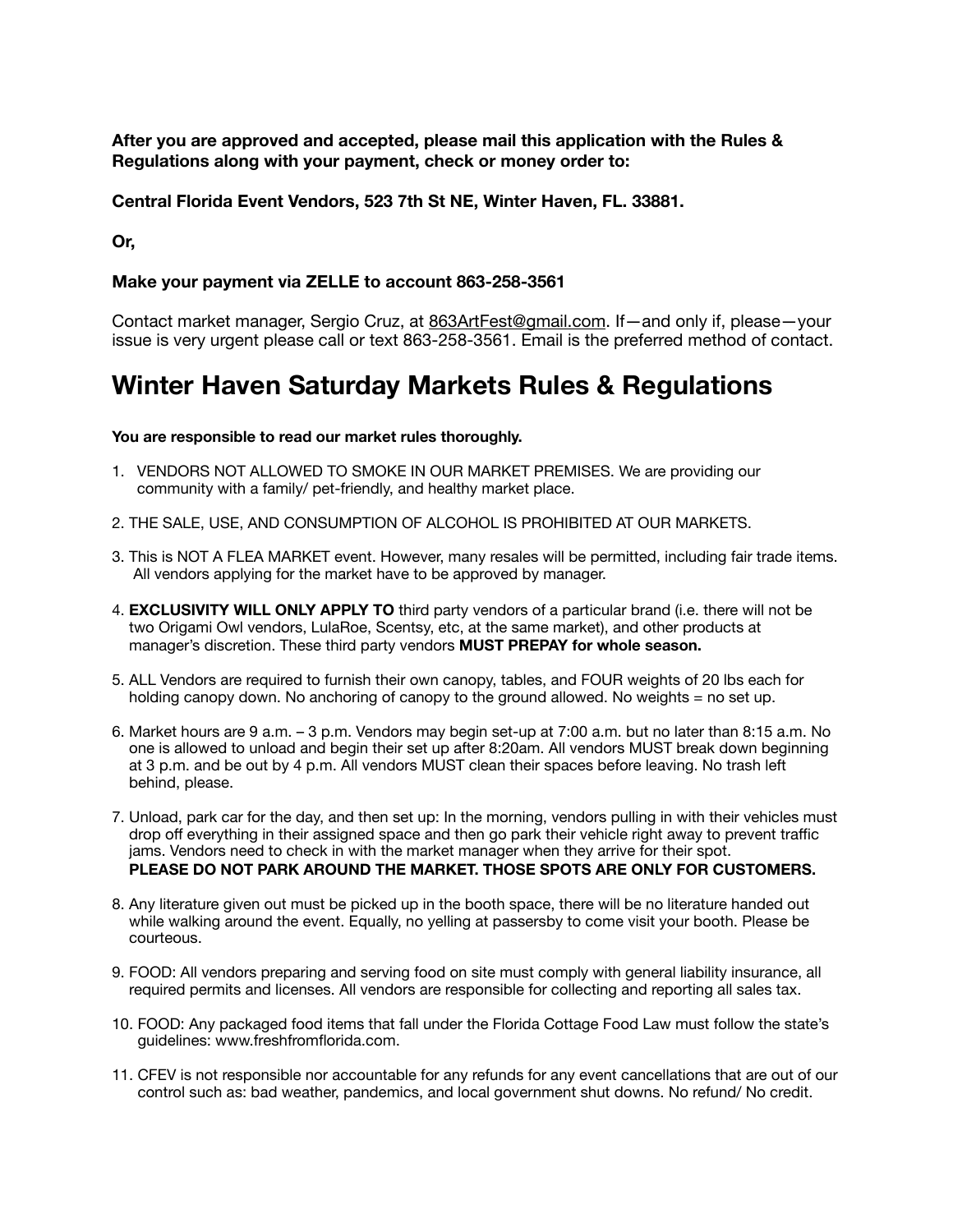**After you are approved and accepted, please mail this application with the Rules & Regulations along with your payment, check or money order to:**

**Central Florida Event Vendors, 523 7th St NE, Winter Haven, FL. 33881.**

**Or,**

**Make your payment via ZELLE to account 863-258-3561**

Contact market manager, Sergio Cruz, at 863ArtFest@gmail.com. If—and only if, please—your issue is very urgent please call or text 863-258-3561. Email is the preferred method of contact.

# Winter Haven Saturday Markets Rules & Regulations

**You are responsible to read our market rules thoroughly.**

1. VENDORS NOT ALLOWED TO SMOKE IN OUR MARKET PREMISES. We are providing our community with a family/ pet-friendly, and healthy market place.
2. THE SALE, USE, AND CONSUMPTION OF ALCOHOL IS PROHIBITED AT OUR MARKETS.
3. This is NOT A FLEA MARKET event. However, many resales will be permitted, including fair trade items. All vendors applying for the market have to be approved by manager.
4. **EXCLUSIVITY WILL ONLY APPLY TO** third party vendors of a particular brand (i.e. there will not be two Origami Owl vendors, LulaRoe, Scentsy, etc, at the same market), and other products at manager's discretion. These third party vendors **MUST PREPAY for whole season.**
5. ALL Vendors are required to furnish their own canopy, tables, and FOUR weights of 20 lbs each for holding canopy down. No anchoring of canopy to the ground allowed. No weights = no set up.
6. Market hours are 9 a.m. – 3 p.m. Vendors may begin set-up at 7:00 a.m. but no later than 8:15 a.m. No one is allowed to unload and begin their set up after 8:20am. All vendors MUST break down beginning at 3 p.m. and be out by 4 p.m. All vendors MUST clean their spaces before leaving. No trash left behind, please.
7. Unload, park car for the day, and then set up: In the morning, vendors pulling in with their vehicles must drop off everything in their assigned space and then go park their vehicle right away to prevent traffic jams. Vendors need to check in with the market manager when they arrive for their spot.
   **PLEASE DO NOT PARK AROUND THE MARKET. THOSE SPOTS ARE ONLY FOR CUSTOMERS.**
8. Any literature given out must be picked up in the booth space, there will be no literature handed out while walking around the event. Equally, no yelling at passersby to come visit your booth. Please be courteous.
9. FOOD: All vendors preparing and serving food on site must comply with general liability insurance, all required permits and licenses. All vendors are responsible for collecting and reporting all sales tax.
10. FOOD: Any packaged food items that fall under the Florida Cottage Food Law must follow the state's guidelines: www.freshfromflorida.com.
11. CFEV is not responsible nor accountable for any refunds for any event cancellations that are out of our control such as: bad weather, pandemics, and local government shut downs. No refund/ No credit.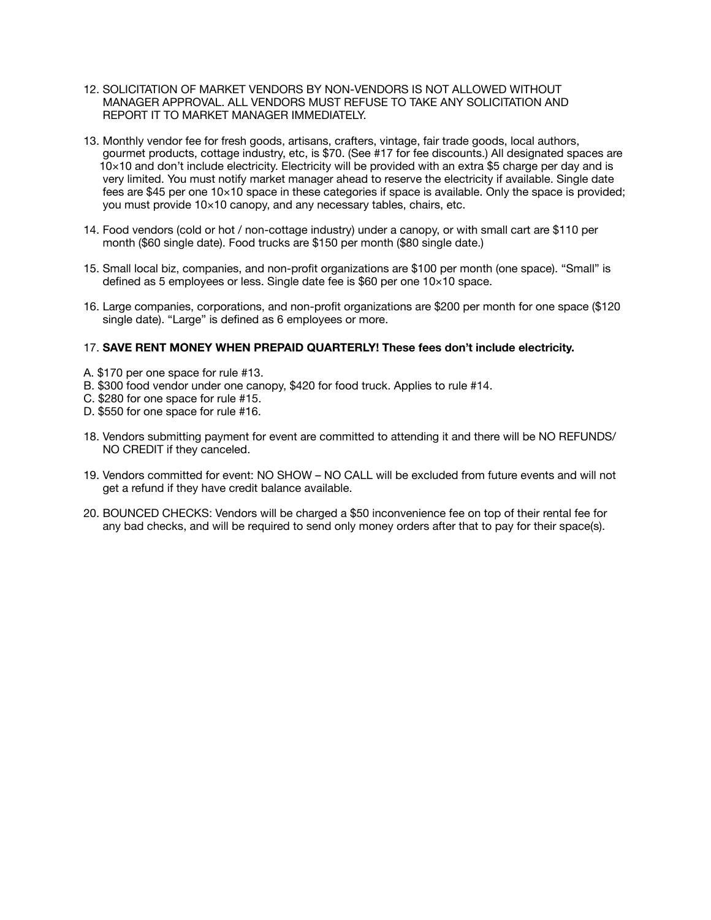12. SOLICITATION OF MARKET VENDORS BY NON-VENDORS IS NOT ALLOWED WITHOUT MANAGER APPROVAL. ALL VENDORS MUST REFUSE TO TAKE ANY SOLICITATION AND REPORT IT TO MARKET MANAGER IMMEDIATELY.

13. Monthly vendor fee for fresh goods, artisans, crafters, vintage, fair trade goods, local authors, gourmet products, cottage industry, etc, is $70. (See #17 for fee discounts.) All designated spaces are 10×10 and don't include electricity. Electricity will be provided with an extra $5 charge per day and is very limited. You must notify market manager ahead to reserve the electricity if available. Single date fees are $45 per one 10×10 space in these categories if space is available. Only the space is provided; you must provide 10×10 canopy, and any necessary tables, chairs, etc.

14. Food vendors (cold or hot / non-cottage industry) under a canopy, or with small cart are $110 per month ($60 single date). Food trucks are $150 per month ($80 single date.)

15. Small local biz, companies, and non-profit organizations are $100 per month (one space). "Small" is defined as 5 employees or less. Single date fee is $60 per one 10×10 space.

16. Large companies, corporations, and non-profit organizations are $200 per month for one space ($120 single date). "Large" is defined as 6 employees or more.

17. **SAVE RENT MONEY WHEN PREPAID QUARTERLY! These fees don't include electricity.**

A. $170 per one space for rule #13.
B. $300 food vendor under one canopy, $420 for food truck. Applies to rule #14.
C. $280 for one space for rule #15.
D. $550 for one space for rule #16.

18. Vendors submitting payment for event are committed to attending it and there will be NO REFUNDS/ NO CREDIT if they canceled.

19. Vendors committed for event: NO SHOW – NO CALL will be excluded from future events and will not get a refund if they have credit balance available.

20. BOUNCED CHECKS: Vendors will be charged a $50 inconvenience fee on top of their rental fee for any bad checks, and will be required to send only money orders after that to pay for their space(s).